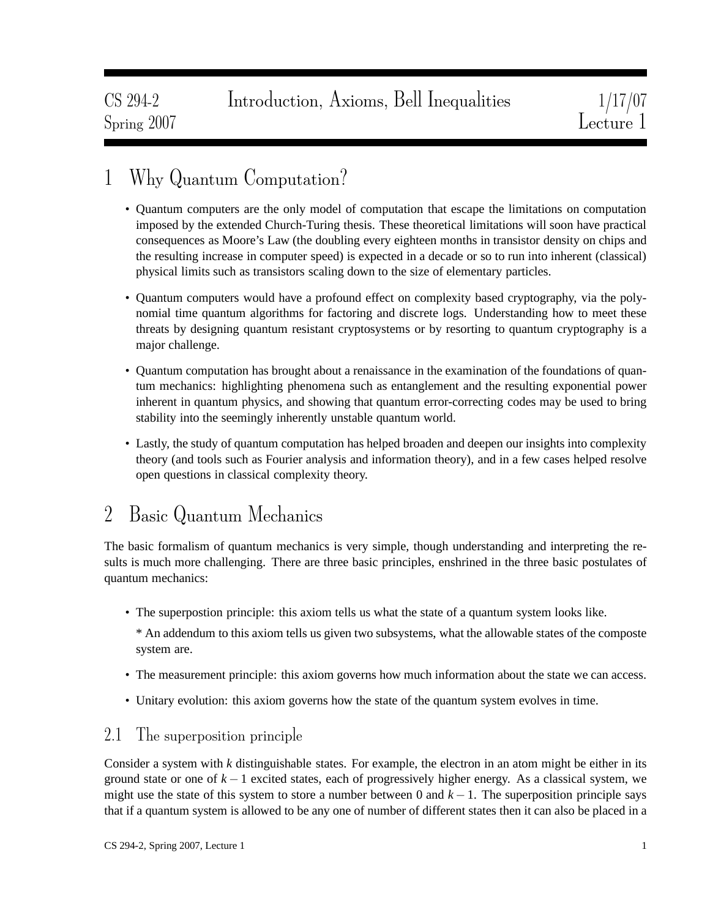# CS 294-2 Spring 2007 — Introduction, Axioms, Bell Inequalities — 1/17/07 Lecture 1

## 1 Why Quantum Computation?

- Quantum computers are the only model of computation that escape the limitations on computation imposed by the extended Church-Turing thesis. These theoretical limitations will soon have practical consequences as Moore's Law (the doubling every eighteen months in transistor density on chips and the resulting increase in computer speed) is expected in a decade or so to run into inherent (classical) physical limits such as transistors scaling down to the size of elementary particles.
- Quantum computers would have a profound effect on complexity based cryptography, via the polynomial time quantum algorithms for factoring and discrete logs. Understanding how to meet these threats by designing quantum resistant cryptosystems or by resorting to quantum cryptography is a major challenge.
- Quantum computation has brought about a renaissance in the examination of the foundations of quantum mechanics: highlighting phenomena such as entanglement and the resulting exponential power inherent in quantum physics, and showing that quantum error-correcting codes may be used to bring stability into the seemingly inherently unstable quantum world.
- Lastly, the study of quantum computation has helped broaden and deepen our insights into complexity theory (and tools such as Fourier analysis and information theory), and in a few cases helped resolve open questions in classical complexity theory.

## 2 Basic Quantum Mechanics

The basic formalism of quantum mechanics is very simple, though understanding and interpreting the results is much more challenging. There are three basic principles, enshrined in the three basic postulates of quantum mechanics:

- The superpostion principle: this axiom tells us what the state of a quantum system looks like.

  * An addendum to this axiom tells us given two subsystems, what the allowable states of the composte system are.
- The measurement principle: this axiom governs how much information about the state we can access.
- Unitary evolution: this axiom governs how the state of the quantum system evolves in time.

### 2.1 The superposition principle

Consider a system with $k$ distinguishable states. For example, the electron in an atom might be either in its ground state or one of $k-1$ excited states, each of progressively higher energy. As a classical system, we might use the state of this system to store a number between 0 and $k-1$. The superposition principle says that if a quantum system is allowed to be any one of number of different states then it can also be placed in a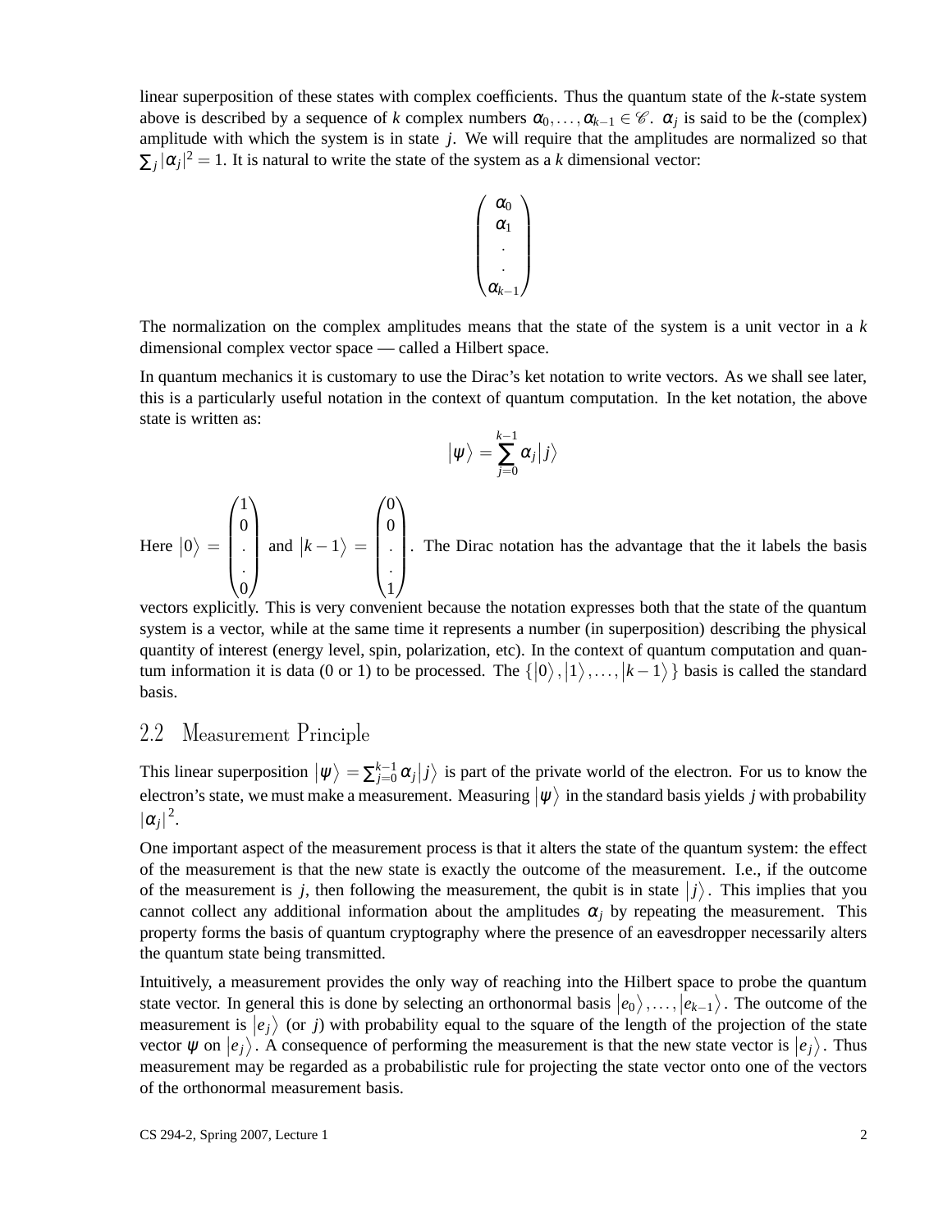linear superposition of these states with complex coefficients. Thus the quantum state of the $k$-state system above is described by a sequence of $k$ complex numbers $\alpha_0, \ldots, \alpha_{k-1} \in \mathscr{C}$. $\alpha_j$ is said to be the (complex) amplitude with which the system is in state $j$. We will require that the amplitudes are normalized so that $\sum_j |\alpha_j|^2 = 1$. It is natural to write the state of the system as a $k$ dimensional vector:

$$\begin{pmatrix} \alpha_0 \\ \alpha_1 \\ \cdot \\ \cdot \\ \alpha_{k-1} \end{pmatrix}$$

The normalization on the complex amplitudes means that the state of the system is a unit vector in a $k$ dimensional complex vector space — called a Hilbert space.

In quantum mechanics it is customary to use the Dirac's ket notation to write vectors. As we shall see later, this is a particularly useful notation in the context of quantum computation. In the ket notation, the above state is written as:

$$|\psi\rangle = \sum_{j=0}^{k-1} \alpha_j |j\rangle$$

Here $|0\rangle = \begin{pmatrix} 1 \\ 0 \\ \cdot \\ \cdot \\ 0 \end{pmatrix}$ and $|k-1\rangle = \begin{pmatrix} 0 \\ 0 \\ \cdot \\ \cdot \\ 1 \end{pmatrix}$. The Dirac notation has the advantage that the it labels the basis vectors explicitly. This is very convenient because the notation expresses both that the state of the quantum system is a vector, while at the same time it represents a number (in superposition) describing the physical quantity of interest (energy level, spin, polarization, etc). In the context of quantum computation and quantum information it is data (0 or 1) to be processed. The $\{|0\rangle, |1\rangle, \ldots, |k-1\rangle\}$ basis is called the standard basis.

## 2.2 Measurement Principle

This linear superposition $|\psi\rangle = \sum_{j=0}^{k-1} \alpha_j |j\rangle$ is part of the private world of the electron. For us to know the electron's state, we must make a measurement. Measuring $|\psi\rangle$ in the standard basis yields $j$ with probability $|\alpha_j|^2$.

One important aspect of the measurement process is that it alters the state of the quantum system: the effect of the measurement is that the new state is exactly the outcome of the measurement. I.e., if the outcome of the measurement is $j$, then following the measurement, the qubit is in state $|j\rangle$. This implies that you cannot collect any additional information about the amplitudes $\alpha_j$ by repeating the measurement. This property forms the basis of quantum cryptography where the presence of an eavesdropper necessarily alters the quantum state being transmitted.

Intuitively, a measurement provides the only way of reaching into the Hilbert space to probe the quantum state vector. In general this is done by selecting an orthonormal basis $|e_0\rangle, \ldots, |e_{k-1}\rangle$. The outcome of the measurement is $|e_j\rangle$ (or $j$) with probability equal to the square of the length of the projection of the state vector $\psi$ on $|e_j\rangle$. A consequence of performing the measurement is that the new state vector is $|e_j\rangle$. Thus measurement may be regarded as a probabilistic rule for projecting the state vector onto one of the vectors of the orthonormal measurement basis.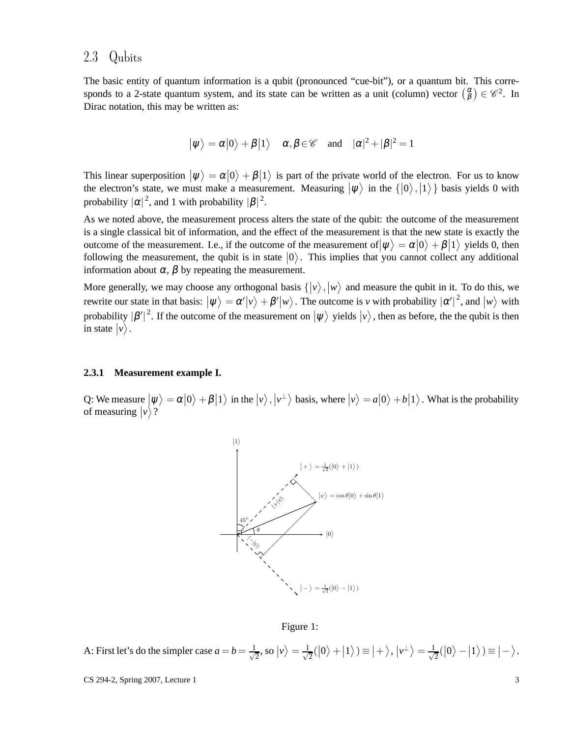## 2.3 Qubits

The basic entity of quantum information is a qubit (pronounced "cue-bit"), or a quantum bit. This corresponds to a 2-state quantum system, and its state can be written as a unit (column) vector $\binom{\alpha}{\beta} \in \mathscr{C}^2$. In Dirac notation, this may be written as:

$$|\psi\rangle = \alpha|0\rangle + \beta|1\rangle \quad \alpha, \beta \in \mathscr{C} \quad \text{and} \quad |\alpha|^2 + |\beta|^2 = 1$$

This linear superposition $|\psi\rangle = \alpha|0\rangle + \beta|1\rangle$ is part of the private world of the electron. For us to know the electron's state, we must make a measurement. Measuring $|\psi\rangle$ in the $\{|0\rangle, |1\rangle\}$ basis yields 0 with probability $|\alpha|^2$, and 1 with probability $|\beta|^2$.

As we noted above, the measurement process alters the state of the qubit: the outcome of the measurement is a single classical bit of information, and the effect of the measurement is that the new state is exactly the outcome of the measurement. I.e., if the outcome of the measurement of $|\psi\rangle = \alpha|0\rangle + \beta|1\rangle$ yields 0, then following the measurement, the qubit is in state $|0\rangle$. This implies that you cannot collect any additional information about $\alpha$, $\beta$ by repeating the measurement.

More generally, we may choose any orthogonal basis $\{|v\rangle, |w\rangle$ and measure the qubit in it. To do this, we rewrite our state in that basis: $|\psi\rangle = \alpha'|v\rangle + \beta'|w\rangle$. The outcome is $v$ with probability $|\alpha'|^2$, and $|w\rangle$ with probability $|\beta'|^2$. If the outcome of the measurement on $|\psi\rangle$ yields $|v\rangle$, then as before, the the qubit is then in state $|v\rangle$.

### 2.3.1 Measurement example I.

Q: We measure $|\psi\rangle = \alpha|0\rangle + \beta|1\rangle$ in the $|v\rangle, |v^\perp\rangle$ basis, where $|v\rangle = a|0\rangle + b|1\rangle$. What is the probability of measuring $|v\rangle$?

Figure 1:

A: First let's do the simpler case $a = b = \frac{1}{\sqrt{2}}$, so $|v\rangle = \frac{1}{\sqrt{2}}(|0\rangle + |1\rangle) \equiv |+\rangle$, $|v^\perp\rangle = \frac{1}{\sqrt{2}}(|0\rangle - |1\rangle) \equiv |-\rangle$.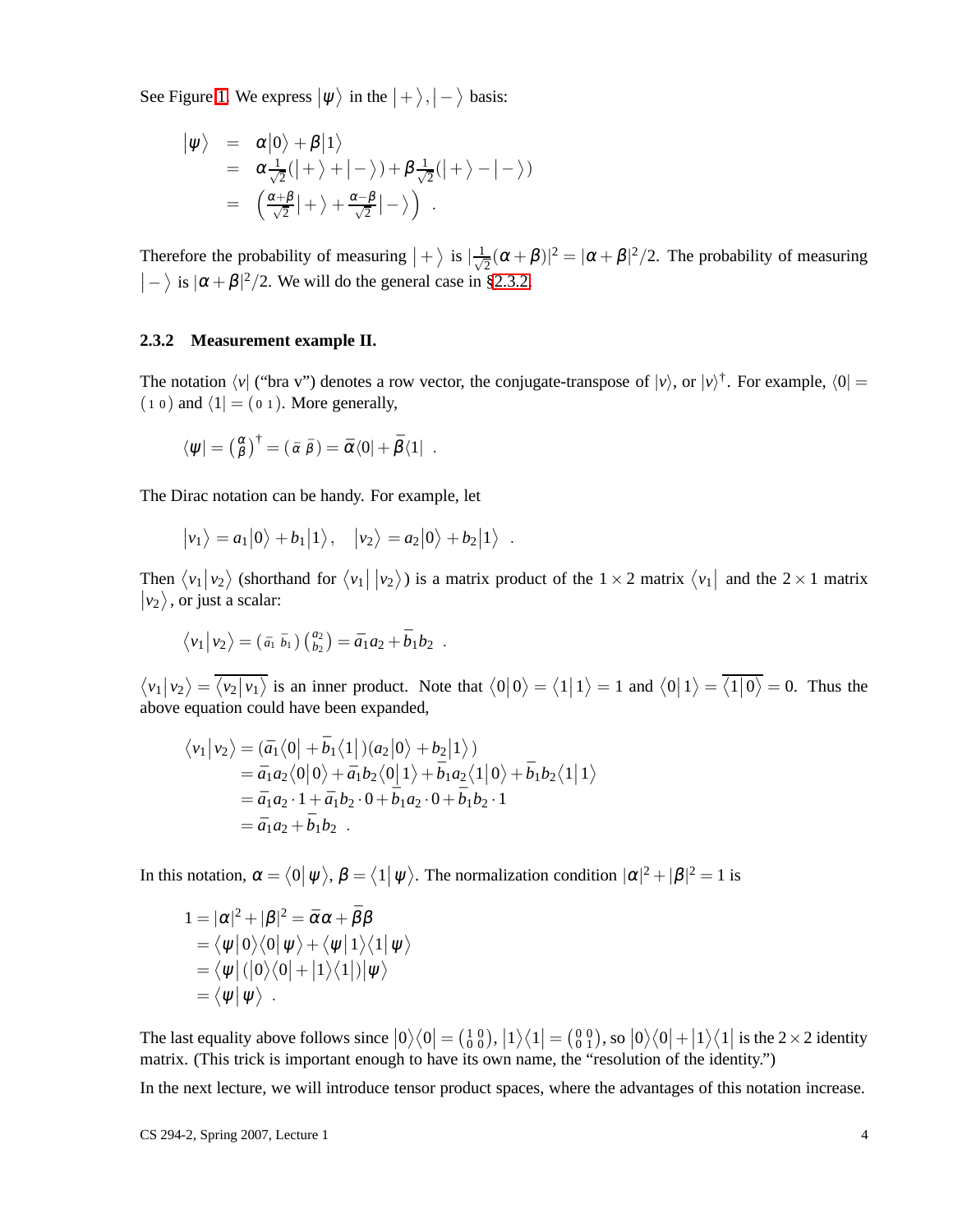See Figure 1. We express $|\psi\rangle$ in the $|+\rangle, |-\rangle$ basis:

$$
\begin{aligned}
|\psi\rangle &= \alpha|0\rangle + \beta|1\rangle \\
&= \alpha\tfrac{1}{\sqrt{2}}(|+\rangle + |-\rangle) + \beta\tfrac{1}{\sqrt{2}}(|+\rangle - |-\rangle) \\
&= \left(\tfrac{\alpha+\beta}{\sqrt{2}}|+\rangle + \tfrac{\alpha-\beta}{\sqrt{2}}|-\rangle\right) \ .
\end{aligned}
$$

Therefore the probability of measuring $|+\rangle$ is $|\frac{1}{\sqrt{2}}(\alpha+\beta)|^2 = |\alpha+\beta|^2/2$. The probability of measuring $|-\rangle$ is $|\alpha+\beta|^2/2$. We will do the general case in §2.3.2.

### 2.3.2 Measurement example II.

The notation $\langle v|$ ("bra v") denotes a row vector, the conjugate-transpose of $|v\rangle$, or $|v\rangle^\dagger$. For example, $\langle 0| = (\begin{smallmatrix}1 & 0\end{smallmatrix})$ and $\langle 1| = (\begin{smallmatrix}0 & 1\end{smallmatrix})$. More generally,

$$
\langle\psi| = \begin{pmatrix}\alpha \\ \beta\end{pmatrix}^\dagger = (\begin{smallmatrix}\bar{\alpha} & \bar{\beta}\end{smallmatrix}) = \bar{\alpha}\langle 0| + \bar{\beta}\langle 1| \ .
$$

The Dirac notation can be handy. For example, let

$$
|v_1\rangle = a_1|0\rangle + b_1|1\rangle, \quad |v_2\rangle = a_2|0\rangle + b_2|1\rangle \ .
$$

Then $\langle v_1|v_2\rangle$ (shorthand for $\langle v_1|\,|v_2\rangle$) is a matrix product of the $1\times 2$ matrix $\langle v_1|$ and the $2\times 1$ matrix $|v_2\rangle$, or just a scalar:

$$
\langle v_1|v_2\rangle = (\begin{smallmatrix}\bar{a}_1 & \bar{b}_1\end{smallmatrix})\begin{pmatrix}a_2 \\ b_2\end{pmatrix} = \bar{a}_1 a_2 + \bar{b}_1 b_2 \ .
$$

$\langle v_1|v_2\rangle = \overline{\langle v_2|v_1\rangle}$ is an inner product. Note that $\langle 0|0\rangle = \langle 1|1\rangle = 1$ and $\langle 0|1\rangle = \overline{\langle 1|0\rangle} = 0$. Thus the above equation could have been expanded,

$$
\begin{aligned}
\langle v_1|v_2\rangle &= (\bar{a}_1\langle 0| + \bar{b}_1\langle 1|)(a_2|0\rangle + b_2|1\rangle) \\
&= \bar{a}_1 a_2\langle 0|0\rangle + \bar{a}_1 b_2\langle 0|1\rangle + \bar{b}_1 a_2\langle 1|0\rangle + \bar{b}_1 b_2\langle 1|1\rangle \\
&= \bar{a}_1 a_2\cdot 1 + \bar{a}_1 b_2\cdot 0 + \bar{b}_1 a_2\cdot 0 + \bar{b}_1 b_2\cdot 1 \\
&= \bar{a}_1 a_2 + \bar{b}_1 b_2 \ .
\end{aligned}
$$

In this notation, $\alpha = \langle 0|\psi\rangle$, $\beta = \langle 1|\psi\rangle$. The normalization condition $|\alpha|^2 + |\beta|^2 = 1$ is

$$
\begin{aligned}
1 &= |\alpha|^2 + |\beta|^2 = \bar{\alpha}\alpha + \bar{\beta}\beta \\
&= \langle\psi|0\rangle\langle 0|\psi\rangle + \langle\psi|1\rangle\langle 1|\psi\rangle \\
&= \langle\psi|\left(|0\rangle\langle 0| + |1\rangle\langle 1|\right)|\psi\rangle \\
&= \langle\psi|\psi\rangle \ .
\end{aligned}
$$

The last equality above follows since $|0\rangle\langle 0| = (\begin{smallmatrix}1 & 0 \\ 0 & 0\end{smallmatrix})$, $|1\rangle\langle 1| = (\begin{smallmatrix}0 & 0 \\ 0 & 1\end{smallmatrix})$, so $|0\rangle\langle 0| + |1\rangle\langle 1|$ is the $2\times 2$ identity matrix. (This trick is important enough to have its own name, the "resolution of the identity.")

In the next lecture, we will introduce tensor product spaces, where the advantages of this notation increase.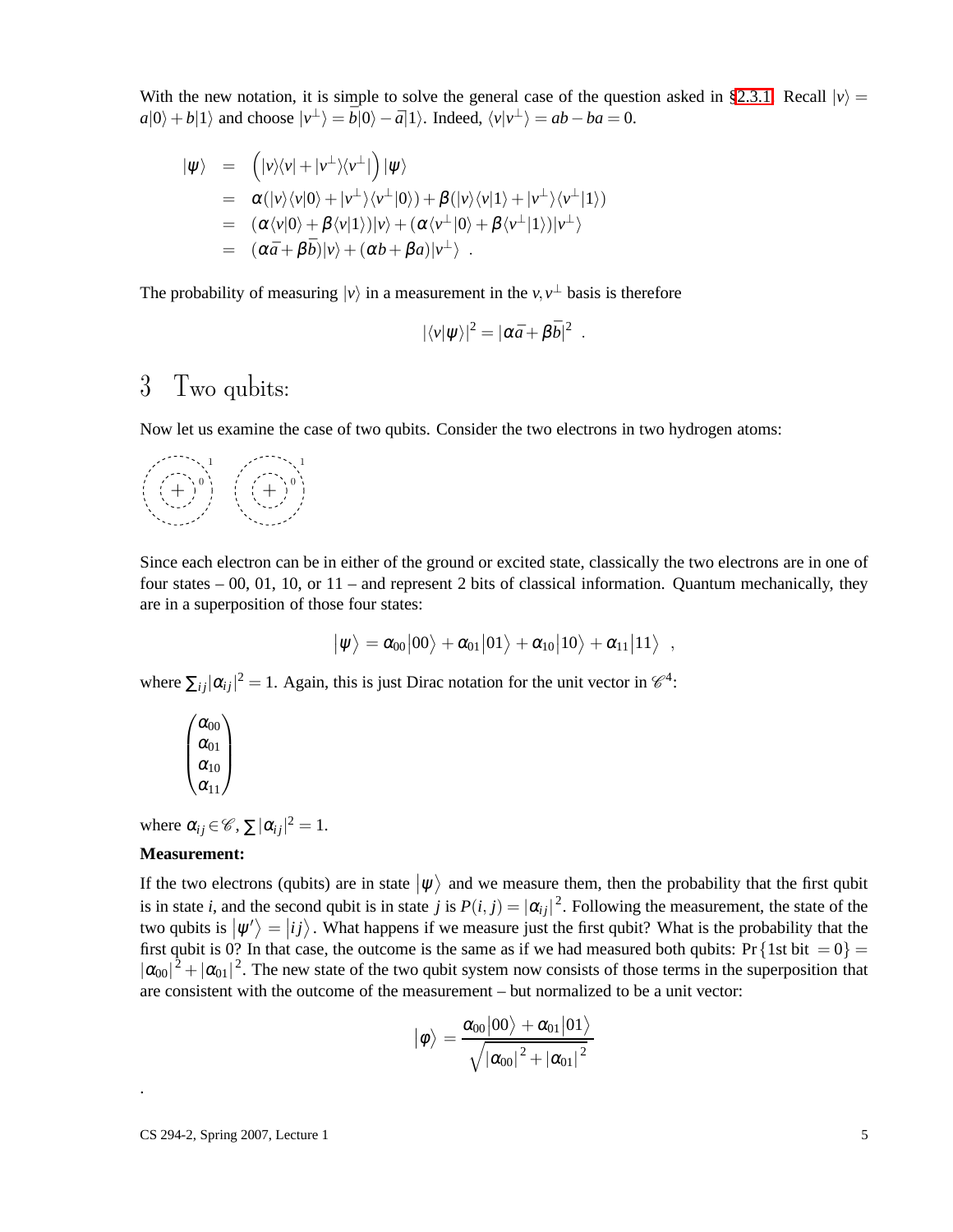With the new notation, it is simple to solve the general case of the question asked in §2.3.1. Recall $|v\rangle = a|0\rangle + b|1\rangle$ and choose $|v^{\perp}\rangle = \bar{b}|0\rangle - \bar{a}|1\rangle$. Indeed, $\langle v|v^{\perp}\rangle = ab - ba = 0$.

$$
\begin{aligned}
|\psi\rangle &= \left(|v\rangle\langle v| + |v^{\perp}\rangle\langle v^{\perp}|\right)|\psi\rangle \\
&= \alpha(|v\rangle\langle v|0\rangle + |v^{\perp}\rangle\langle v^{\perp}|0\rangle) + \beta(|v\rangle\langle v|1\rangle + |v^{\perp}\rangle\langle v^{\perp}|1\rangle) \\
&= (\alpha\langle v|0\rangle + \beta\langle v|1\rangle)|v\rangle + (\alpha\langle v^{\perp}|0\rangle + \beta\langle v^{\perp}|1\rangle)|v^{\perp}\rangle \\
&= (\alpha\bar{a} + \beta\bar{b})|v\rangle + (\alpha b + \beta a)|v^{\perp}\rangle \ .
\end{aligned}
$$

The probability of measuring $|v\rangle$ in a measurement in the $v, v^{\perp}$ basis is therefore

$$|\langle v|\psi\rangle|^2 = |\alpha\bar{a} + \beta\bar{b}|^2 \ .$$

# 3 Two qubits:

Now let us examine the case of two qubits. Consider the two electrons in two hydrogen atoms:

Since each electron can be in either of the ground or excited state, classically the two electrons are in one of four states – 00, 01, 10, or 11 – and represent 2 bits of classical information. Quantum mechanically, they are in a superposition of those four states:

$$|\psi\rangle = \alpha_{00}|00\rangle + \alpha_{01}|01\rangle + \alpha_{10}|10\rangle + \alpha_{11}|11\rangle \ ,$$

where $\sum_{ij}|\alpha_{ij}|^2 = 1$. Again, this is just Dirac notation for the unit vector in $\mathscr{C}^4$:

$$\begin{pmatrix} \alpha_{00} \\ \alpha_{01} \\ \alpha_{10} \\ \alpha_{11} \end{pmatrix}$$

where $\alpha_{ij} \in \mathscr{C}$, $\sum|\alpha_{ij}|^2 = 1$.

**Measurement:**

If the two electrons (qubits) are in state $|\psi\rangle$ and we measure them, then the probability that the first qubit is in state $i$, and the second qubit is in state $j$ is $P(i,j) = |\alpha_{ij}|^2$. Following the measurement, the state of the two qubits is $|\psi'\rangle = |ij\rangle$. What happens if we measure just the first qubit? What is the probability that the first qubit is 0? In that case, the outcome is the same as if we had measured both qubits: $\Pr\{1\text{st bit } = 0\} = |\alpha_{00}|^2 + |\alpha_{01}|^2$. The new state of the two qubit system now consists of those terms in the superposition that are consistent with the outcome of the measurement – but normalized to be a unit vector:

$$|\varphi\rangle = \frac{\alpha_{00}|00\rangle + \alpha_{01}|01\rangle}{\sqrt{|\alpha_{00}|^2 + |\alpha_{01}|^2}}$$

.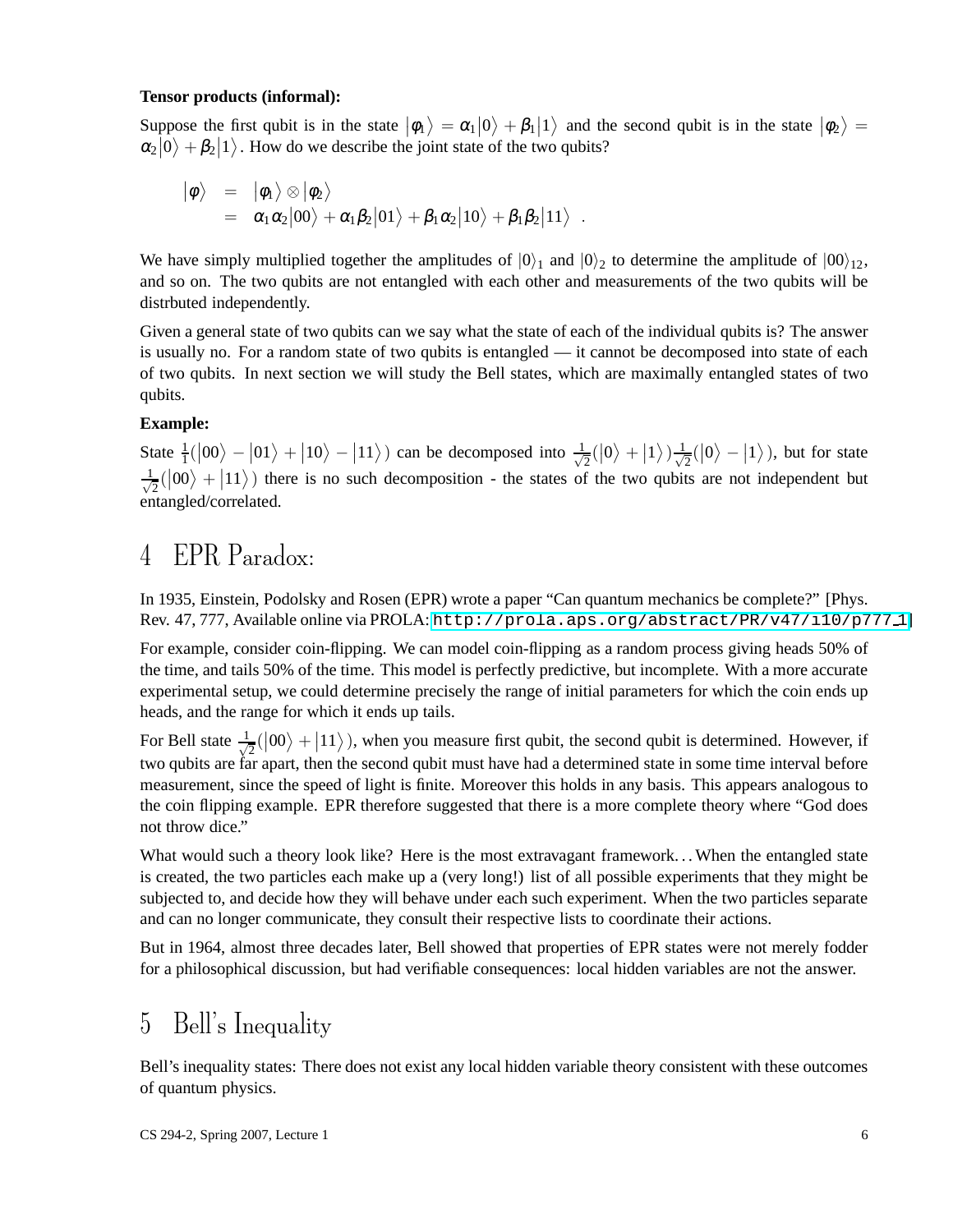**Tensor products (informal):**

Suppose the first qubit is in the state $|\phi_1\rangle = \alpha_1|0\rangle + \beta_1|1\rangle$ and the second qubit is in the state $|\phi_2\rangle = \alpha_2|0\rangle + \beta_2|1\rangle$. How do we describe the joint state of the two qubits?

$$
\begin{aligned}
|\phi\rangle &= |\phi_1\rangle \otimes |\phi_2\rangle \\
&= \alpha_1\alpha_2|00\rangle + \alpha_1\beta_2|01\rangle + \beta_1\alpha_2|10\rangle + \beta_1\beta_2|11\rangle \quad .
\end{aligned}
$$

We have simply multiplied together the amplitudes of $|0\rangle_1$ and $|0\rangle_2$ to determine the amplitude of $|00\rangle_{12}$, and so on. The two qubits are not entangled with each other and measurements of the two qubits will be distrbuted independently.

Given a general state of two qubits can we say what the state of each of the individual qubits is? The answer is usually no. For a random state of two qubits is entangled — it cannot be decomposed into state of each of two qubits. In next section we will study the Bell states, which are maximally entangled states of two qubits.

**Example:**

State $\frac{1}{1}(|00\rangle - |01\rangle + |10\rangle - |11\rangle)$ can be decomposed into $\frac{1}{\sqrt{2}}(|0\rangle + |1\rangle)\frac{1}{\sqrt{2}}(|0\rangle - |1\rangle)$, but for state $\frac{1}{\sqrt{2}}(|00\rangle + |11\rangle)$ there is no such decomposition - the states of the two qubits are not independent but entangled/correlated.

# 4 EPR Paradox:

In 1935, Einstein, Podolsky and Rosen (EPR) wrote a paper "Can quantum mechanics be complete?" [Phys. Rev. 47, 777, Available online via PROLA: http://prola.aps.org/abstract/PR/v47/i10/p777_1]

For example, consider coin-flipping. We can model coin-flipping as a random process giving heads 50% of the time, and tails 50% of the time. This model is perfectly predictive, but incomplete. With a more accurate experimental setup, we could determine precisely the range of initial parameters for which the coin ends up heads, and the range for which it ends up tails.

For Bell state $\frac{1}{\sqrt{2}}(|00\rangle + |11\rangle)$, when you measure first qubit, the second qubit is determined. However, if two qubits are far apart, then the second qubit must have had a determined state in some time interval before measurement, since the speed of light is finite. Moreover this holds in any basis. This appears analogous to the coin flipping example. EPR therefore suggested that there is a more complete theory where "God does not throw dice."

What would such a theory look like? Here is the most extravagant framework… When the entangled state is created, the two particles each make up a (very long!) list of all possible experiments that they might be subjected to, and decide how they will behave under each such experiment. When the two particles separate and can no longer communicate, they consult their respective lists to coordinate their actions.

But in 1964, almost three decades later, Bell showed that properties of EPR states were not merely fodder for a philosophical discussion, but had verifiable consequences: local hidden variables are not the answer.

# 5 Bell's Inequality

Bell's inequality states: There does not exist any local hidden variable theory consistent with these outcomes of quantum physics.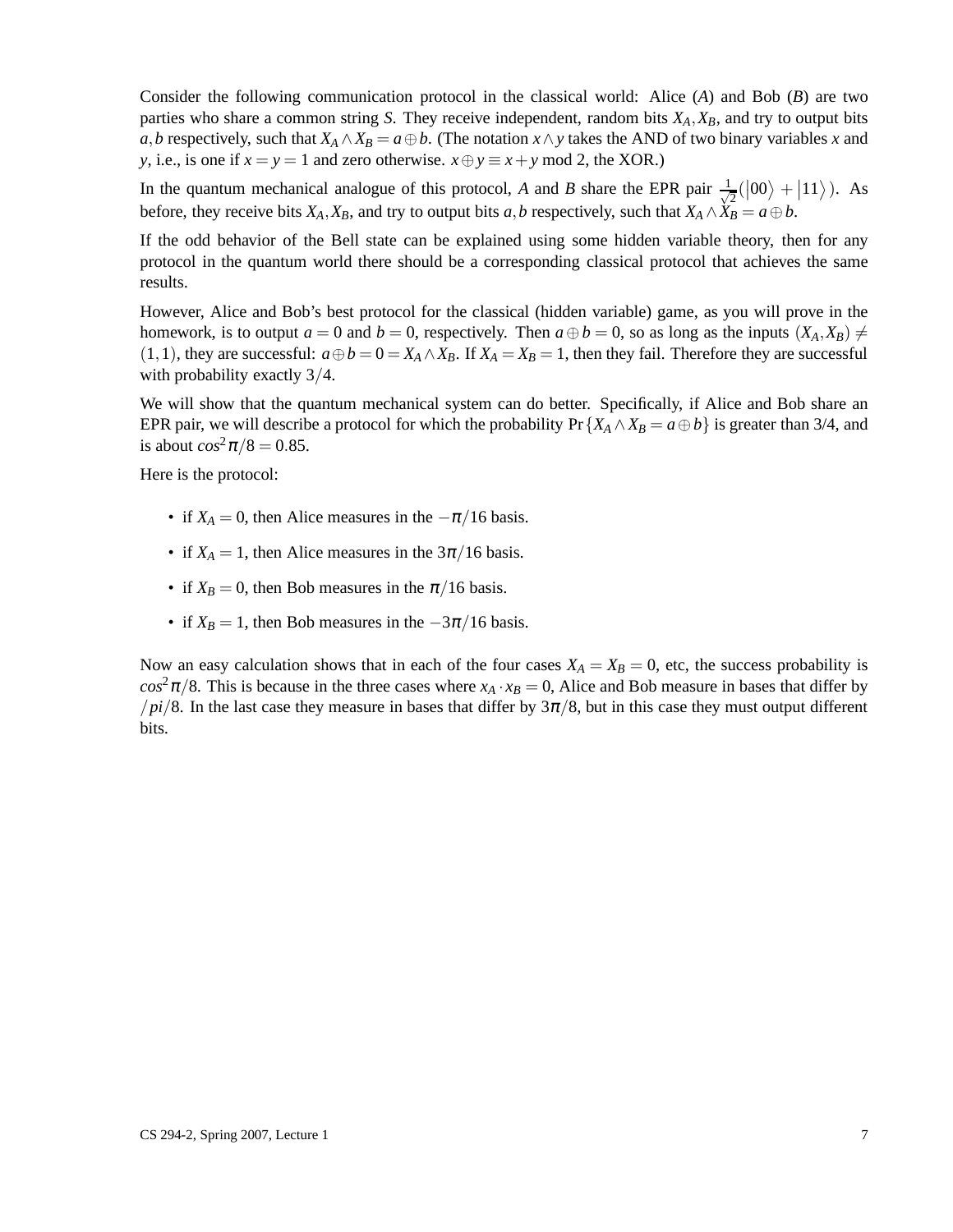Consider the following communication protocol in the classical world: Alice ($A$) and Bob ($B$) are two parties who share a common string $S$. They receive independent, random bits $X_A, X_B$, and try to output bits $a, b$ respectively, such that $X_A \wedge X_B = a \oplus b$. (The notation $x \wedge y$ takes the AND of two binary variables $x$ and $y$, i.e., is one if $x = y = 1$ and zero otherwise. $x \oplus y \equiv x + y$ mod 2, the XOR.)

In the quantum mechanical analogue of this protocol, $A$ and $B$ share the EPR pair $\frac{1}{\sqrt{2}}(|00\rangle + |11\rangle)$. As before, they receive bits $X_A, X_B$, and try to output bits $a, b$ respectively, such that $X_A \wedge X_B = a \oplus b$.

If the odd behavior of the Bell state can be explained using some hidden variable theory, then for any protocol in the quantum world there should be a corresponding classical protocol that achieves the same results.

However, Alice and Bob's best protocol for the classical (hidden variable) game, as you will prove in the homework, is to output $a = 0$ and $b = 0$, respectively. Then $a \oplus b = 0$, so as long as the inputs $(X_A, X_B) \neq (1,1)$, they are successful: $a \oplus b = 0 = X_A \wedge X_B$. If $X_A = X_B = 1$, then they fail. Therefore they are successful with probability exactly $3/4$.

We will show that the quantum mechanical system can do better. Specifically, if Alice and Bob share an EPR pair, we will describe a protocol for which the probability $\Pr\{X_A \wedge X_B = a \oplus b\}$ is greater than 3/4, and is about $cos^2 \pi/8 = 0.85$.

Here is the protocol:

- if $X_A = 0$, then Alice measures in the $-\pi/16$ basis.
- if $X_A = 1$, then Alice measures in the $3\pi/16$ basis.
- if $X_B = 0$, then Bob measures in the $\pi/16$ basis.
- if $X_B = 1$, then Bob measures in the $-3\pi/16$ basis.

Now an easy calculation shows that in each of the four cases $X_A = X_B = 0$, etc, the success probability is $cos^2 \pi/8$. This is because in the three cases where $x_A \cdot x_B = 0$, Alice and Bob measure in bases that differ by $/pi/8$. In the last case they measure in bases that differ by $3\pi/8$, but in this case they must output different bits.